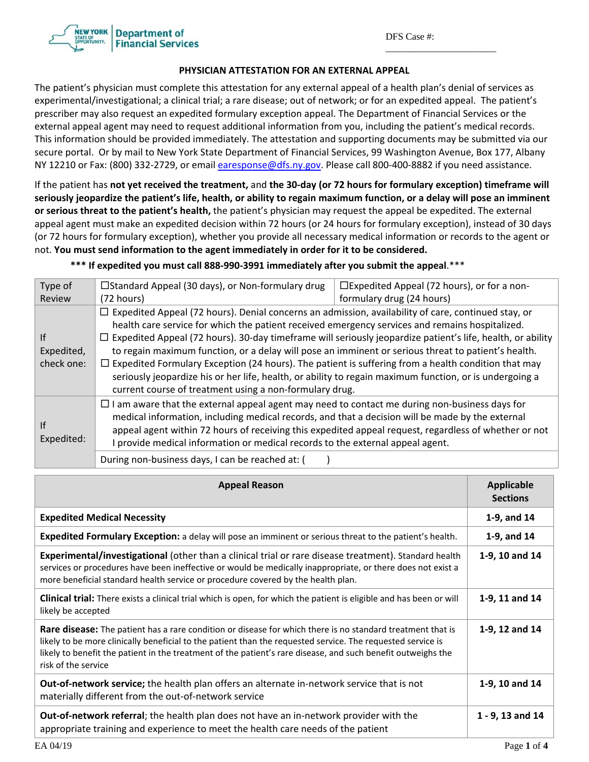New York State of Opportunity | Department of Financial Services

DFS Case #: ______________________

## PHYSICIAN ATTESTATION FOR AN EXTERNAL APPEAL

The patient's physician must complete this attestation for any external appeal of a health plan's denial of services as experimental/investigational; a clinical trial; a rare disease; out of network; or for an expedited appeal. The patient's prescriber may also request an expedited formulary exception appeal. The Department of Financial Services or the external appeal agent may need to request additional information from you, including the patient's medical records. This information should be provided immediately. The attestation and supporting documents may be submitted via our secure portal. Or by mail to New York State Department of Financial Services, 99 Washington Avenue, Box 177, Albany NY 12210 or Fax: (800) 332-2729, or email earesponse@dfs.ny.gov. Please call 800-400-8882 if you need assistance.

If the patient has **not yet received the treatment,** and **the 30-day (or 72 hours for formulary exception) timeframe will seriously jeopardize the patient's life, health, or ability to regain maximum function, or a delay will pose an imminent or serious threat to the patient's health,** the patient's physician may request the appeal be expedited. The external appeal agent must make an expedited decision within 72 hours (or 24 hours for formulary exception), instead of 30 days (or 72 hours for formulary exception), whether you provide all necessary medical information or records to the agent or not. **You must send information to the agent immediately in order for it to be considered.**

**\*\*\* If expedited you must call 888-990-3991 immediately after you submit the appeal.\*\*\***

| | | |
|---|---|---|
| Type of Review | ☐Standard Appeal (30 days), or Non-formulary drug (72 hours) | ☐Expedited Appeal (72 hours), or for a non-formulary drug (24 hours) |
| If Expedited, check one: | ☐ Expedited Appeal (72 hours). Denial concerns an admission, availability of care, continued stay, or health care service for which the patient received emergency services and remains hospitalized.<br>☐ Expedited Appeal (72 hours). 30-day timeframe will seriously jeopardize patient's life, health, or ability to regain maximum function, or a delay will pose an imminent or serious threat to patient's health.<br>☐ Expedited Formulary Exception (24 hours). The patient is suffering from a health condition that may seriously jeopardize his or her life, health, or ability to regain maximum function, or is undergoing a current course of treatment using a non-formulary drug. | |
| If Expedited: | ☐ I am aware that the external appeal agent may need to contact me during non-business days for medical information, including medical records, and that a decision will be made by the external appeal agent within 72 hours of receiving this expedited appeal request, regardless of whether or not I provide medical information or medical records to the external appeal agent.<br>During non-business days, I can be reached at: (     ) | |

| Appeal Reason | Applicable Sections |
|---|---|
| **Expedited Medical Necessity** | **1-9, and 14** |
| **Expedited Formulary Exception:** a delay will pose an imminent or serious threat to the patient's health. | **1-9, and 14** |
| **Experimental/investigational** (other than a clinical trial or rare disease treatment). Standard health services or procedures have been ineffective or would be medically inappropriate, or there does not exist a more beneficial standard health service or procedure covered by the health plan. | **1-9, 10 and 14** |
| **Clinical trial:** There exists a clinical trial which is open, for which the patient is eligible and has been or will likely be accepted | **1-9, 11 and 14** |
| **Rare disease:** The patient has a rare condition or disease for which there is no standard treatment that is likely to be more clinically beneficial to the patient than the requested service. The requested service is likely to benefit the patient in the treatment of the patient's rare disease, and such benefit outweighs the risk of the service | **1-9, 12 and 14** |
| **Out-of-network service;** the health plan offers an alternate in-network service that is not materially different from the out-of-network service | **1-9, 10 and 14** |
| **Out-of-network referral**; the health plan does not have an in-network provider with the appropriate training and experience to meet the health care needs of the patient | **1 - 9, 13 and 14** |

EA 04/19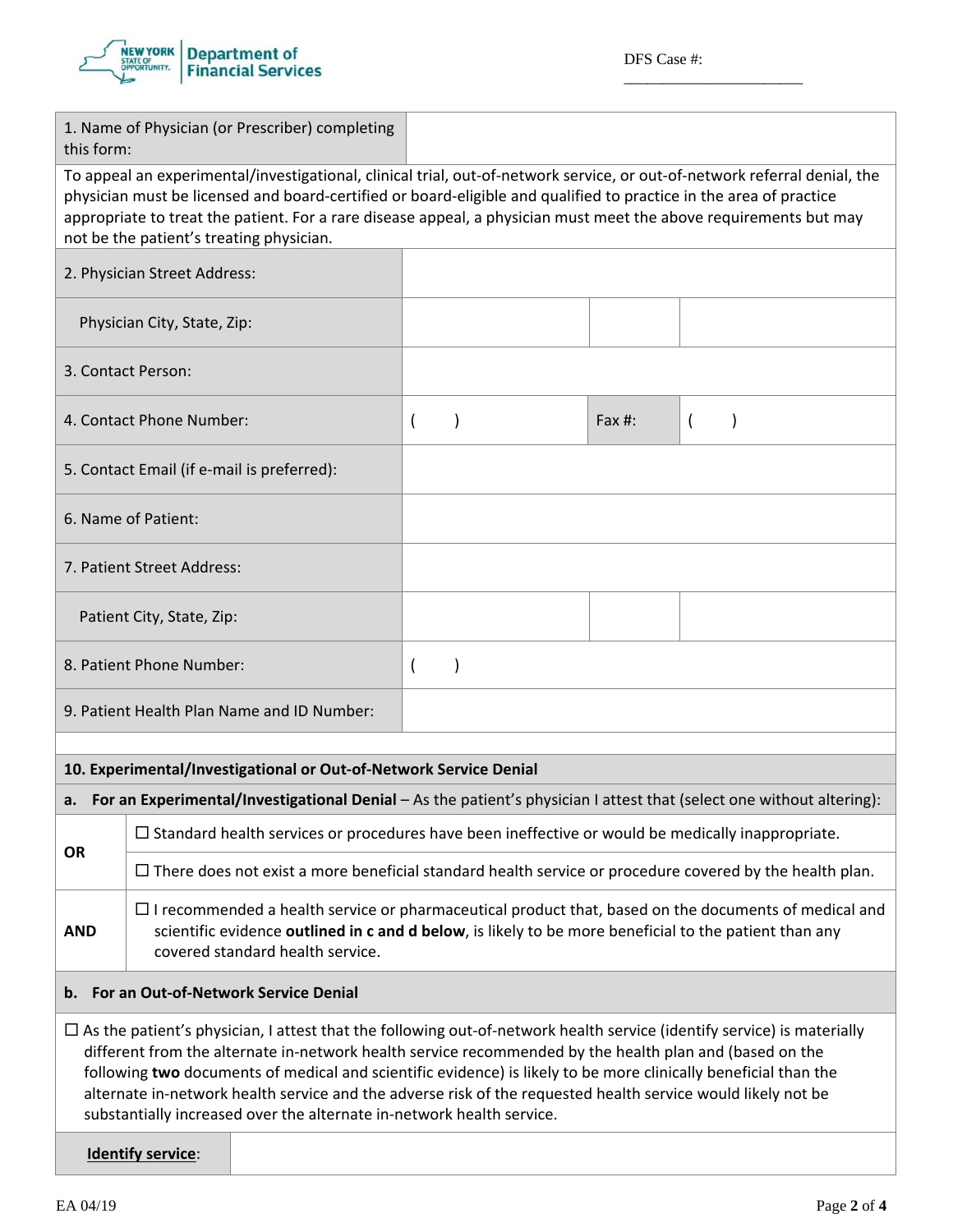DFS Case #: ______________________

| | | | |
|---|---|---|---|
| 1. Name of Physician (or Prescriber) completing this form: | | | |
| To appeal an experimental/investigational, clinical trial, out-of-network service, or out-of-network referral denial, the physician must be licensed and board-certified or board-eligible and qualified to practice in the area of practice appropriate to treat the patient. For a rare disease appeal, a physician must meet the above requirements but may not be the patient's treating physician. | | | |
| 2. Physician Street Address: | | | |
| Physician City, State, Zip: | | | |
| 3. Contact Person: | | | |
| 4. Contact Phone Number: | ( ) | Fax #: | ( ) |
| 5. Contact Email (if e-mail is preferred): | | | |
| 6. Name of Patient: | | | |
| 7. Patient Street Address: | | | |
| Patient City, State, Zip: | | | |
| 8. Patient Phone Number: | ( ) | | |
| 9. Patient Health Plan Name and ID Number: | | | |

**10. Experimental/Investigational or Out-of-Network Service Denial**

**a. For an Experimental/Investigational Denial** – As the patient's physician I attest that (select one without altering):

| | |
|---|---|
| **OR** | ☐ Standard health services or procedures have been ineffective or would be medically inappropriate. |
| | ☐ There does not exist a more beneficial standard health service or procedure covered by the health plan. |
| **AND** | ☐ I recommended a health service or pharmaceutical product that, based on the documents of medical and scientific evidence **outlined in c and d below**, is likely to be more beneficial to the patient than any covered standard health service. |

**b. For an Out-of-Network Service Denial**

☐ As the patient's physician, I attest that the following out-of-network health service (identify service) is materially different from the alternate in-network health service recommended by the health plan and (based on the following **two** documents of medical and scientific evidence) is likely to be more clinically beneficial than the alternate in-network health service and the adverse risk of the requested health service would likely not be substantially increased over the alternate in-network health service.

| | |
|---|---|
| **Identify service**: | |

EA 04/19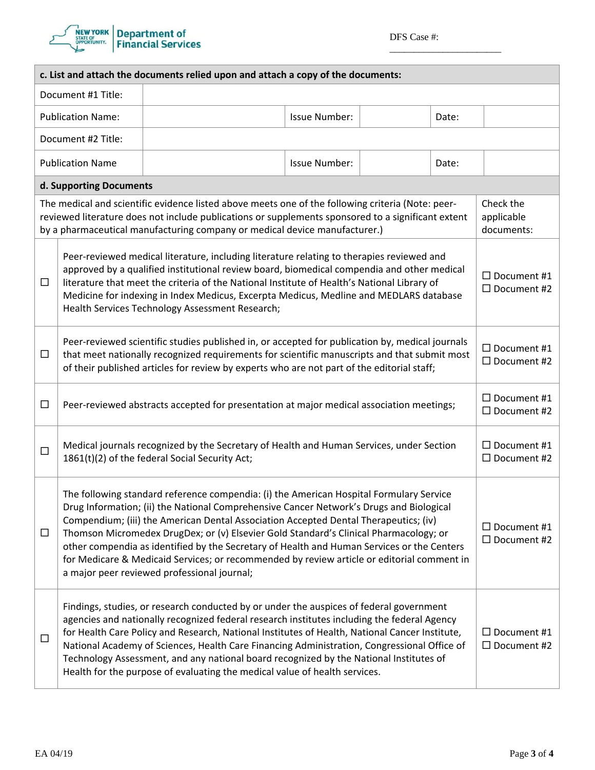DFS Case #: ________________________

| c. List and attach the documents relied upon and attach a copy of the documents: | | | | | |
|---|---|---|---|---|---|
| Document #1 Title: | | | | | |
| Publication Name: | | Issue Number: | | Date: | |
| Document #2 Title: | | | | | |
| Publication Name | | Issue Number: | | Date: | |

**d. Supporting Documents**

| | The medical and scientific evidence listed above meets one of the following criteria (Note: peer-reviewed literature does not include publications or supplements sponsored to a significant extent by a pharmaceutical manufacturing company or medical device manufacturer.) | Check the applicable documents: |
|---|---|---|
| ☐ | Peer-reviewed medical literature, including literature relating to therapies reviewed and approved by a qualified institutional review board, biomedical compendia and other medical literature that meet the criteria of the National Institute of Health's National Library of Medicine for indexing in Index Medicus, Excerpta Medicus, Medline and MEDLARS database Health Services Technology Assessment Research; | ☐ Document #1<br>☐ Document #2 |
| ☐ | Peer-reviewed scientific studies published in, or accepted for publication by, medical journals that meet nationally recognized requirements for scientific manuscripts and that submit most of their published articles for review by experts who are not part of the editorial staff; | ☐ Document #1<br>☐ Document #2 |
| ☐ | Peer-reviewed abstracts accepted for presentation at major medical association meetings; | ☐ Document #1<br>☐ Document #2 |
| ☐ | Medical journals recognized by the Secretary of Health and Human Services, under Section 1861(t)(2) of the federal Social Security Act; | ☐ Document #1<br>☐ Document #2 |
| ☐ | The following standard reference compendia: (i) the American Hospital Formulary Service Drug Information; (ii) the National Comprehensive Cancer Network's Drugs and Biological Compendium; (iii) the American Dental Association Accepted Dental Therapeutics; (iv) Thomson Micromedex DrugDex; or (v) Elsevier Gold Standard's Clinical Pharmacology; or other compendia as identified by the Secretary of Health and Human Services or the Centers for Medicare & Medicaid Services; or recommended by review article or editorial comment in a major peer reviewed professional journal; | ☐ Document #1<br>☐ Document #2 |
| ☐ | Findings, studies, or research conducted by or under the auspices of federal government agencies and nationally recognized federal research institutes including the federal Agency for Health Care Policy and Research, National Institutes of Health, National Cancer Institute, National Academy of Sciences, Health Care Financing Administration, Congressional Office of Technology Assessment, and any national board recognized by the National Institutes of Health for the purpose of evaluating the medical value of health services. | ☐ Document #1<br>☐ Document #2 |

EA 04/19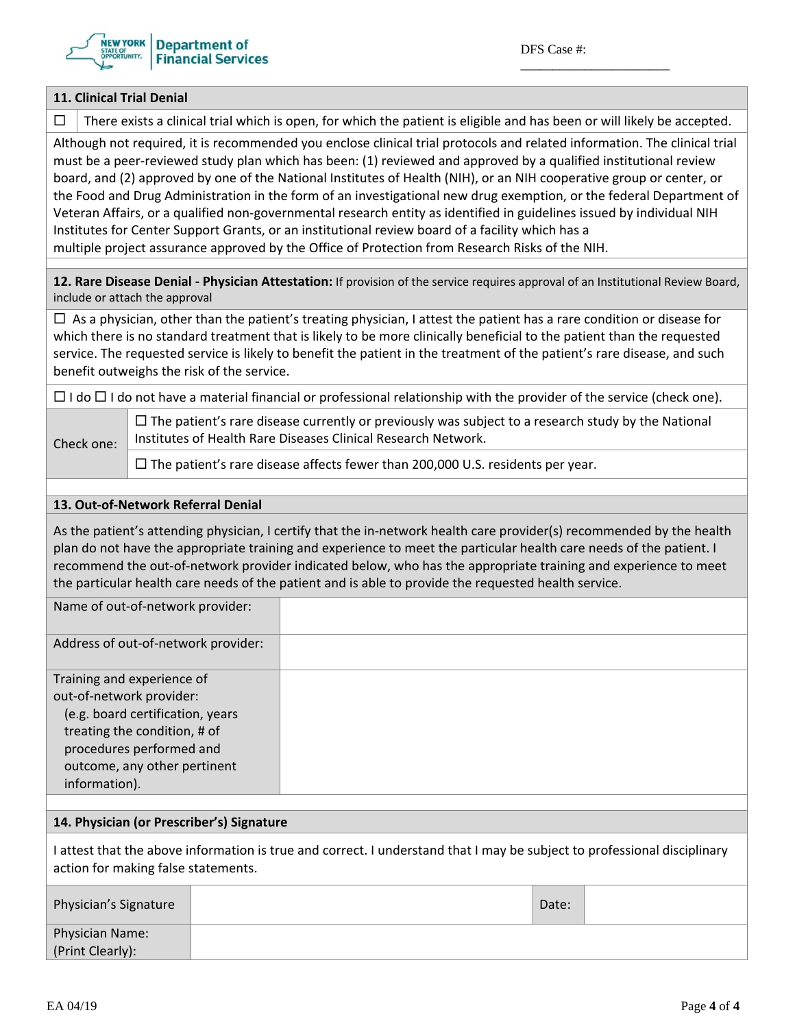DFS Case #: _______________________

## 11. Clinical Trial Denial

☐ There exists a clinical trial which is open, for which the patient is eligible and has been or will likely be accepted.

Although not required, it is recommended you enclose clinical trial protocols and related information. The clinical trial must be a peer-reviewed study plan which has been: (1) reviewed and approved by a qualified institutional review board, and (2) approved by one of the National Institutes of Health (NIH), or an NIH cooperative group or center, or the Food and Drug Administration in the form of an investigational new drug exemption, or the federal Department of Veteran Affairs, or a qualified non-governmental research entity as identified in guidelines issued by individual NIH Institutes for Center Support Grants, or an institutional review board of a facility which has a multiple project assurance approved by the Office of Protection from Research Risks of the NIH.

## 12. Rare Disease Denial - Physician Attestation:

If provision of the service requires approval of an Institutional Review Board, include or attach the approval

☐ As a physician, other than the patient's treating physician, I attest the patient has a rare condition or disease for which there is no standard treatment that is likely to be more clinically beneficial to the patient than the requested service. The requested service is likely to benefit the patient in the treatment of the patient's rare disease, and such benefit outweighs the risk of the service.

☐ I do ☐ I do not have a material financial or professional relationship with the provider of the service (check one).

| | |
|---|---|
| Check one: | ☐ The patient's rare disease currently or previously was subject to a research study by the National Institutes of Health Rare Diseases Clinical Research Network. |
| | ☐ The patient's rare disease affects fewer than 200,000 U.S. residents per year. |

## 13. Out-of-Network Referral Denial

As the patient's attending physician, I certify that the in-network health care provider(s) recommended by the health plan do not have the appropriate training and experience to meet the particular health care needs of the patient. I recommend the out-of-network provider indicated below, who has the appropriate training and experience to meet the particular health care needs of the patient and is able to provide the requested health service.

| | |
|---|---|
| Name of out-of-network provider: | |
| Address of out-of-network provider: | |
| Training and experience of out-of-network provider: (e.g. board certification, years treating the condition, # of procedures performed and outcome, any other pertinent information). | |

## 14. Physician (or Prescriber's) Signature

I attest that the above information is true and correct. I understand that I may be subject to professional disciplinary action for making false statements.

| | | | |
|---|---|---|---|
| Physician's Signature | | Date: | |
| Physician Name: (Print Clearly): | | | |

EA 04/19